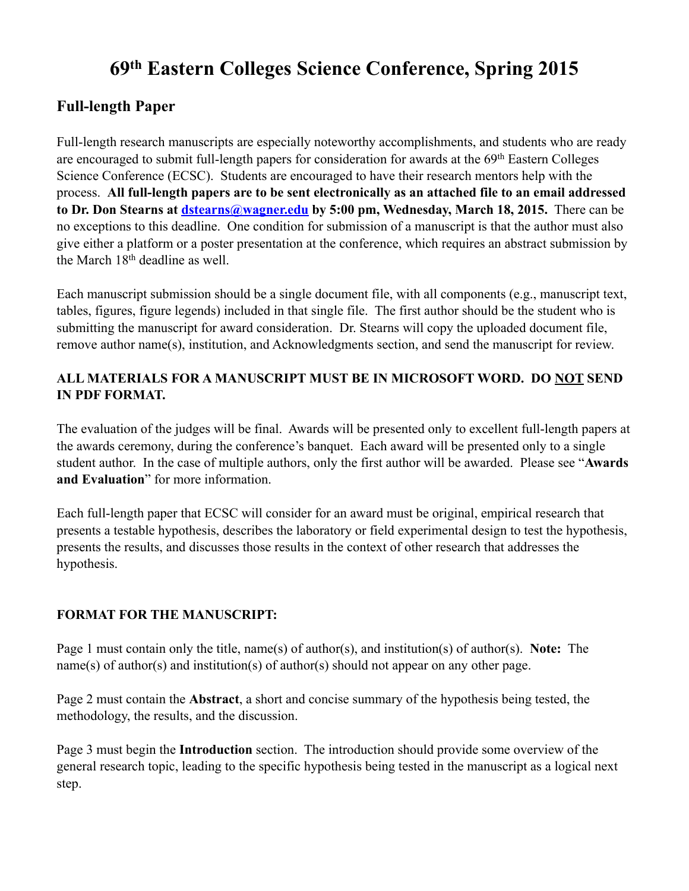# 69th Eastern Colleges Science Conference, Spring 2015

## Full-length Paper

Full-length research manuscripts are especially noteworthy accomplishments, and students who are ready are encouraged to submit full-length papers for consideration for awards at the 69th Eastern Colleges Science Conference (ECSC). Students are encouraged to have their research mentors help with the process. **All full-length papers are to be sent electronically as an attached file to an email addressed to Dr. Don Stearns at dstearns@wagner.edu by 5:00 pm, Wednesday, March 18, 2015.** There can be no exceptions to this deadline. One condition for submission of a manuscript is that the author must also give either a platform or a poster presentation at the conference, which requires an abstract submission by the March 18th deadline as well.

Each manuscript submission should be a single document file, with all components (e.g., manuscript text, tables, figures, figure legends) included in that single file. The first author should be the student who is submitting the manuscript for award consideration. Dr. Stearns will copy the uploaded document file, remove author name(s), institution, and Acknowledgments section, and send the manuscript for review.

**ALL MATERIALS FOR A MANUSCRIPT MUST BE IN MICROSOFT WORD. DO NOT SEND IN PDF FORMAT.**

The evaluation of the judges will be final. Awards will be presented only to excellent full-length papers at the awards ceremony, during the conference's banquet. Each award will be presented only to a single student author. In the case of multiple authors, only the first author will be awarded. Please see "**Awards and Evaluation**" for more information.

Each full-length paper that ECSC will consider for an award must be original, empirical research that presents a testable hypothesis, describes the laboratory or field experimental design to test the hypothesis, presents the results, and discusses those results in the context of other research that addresses the hypothesis.

**FORMAT FOR THE MANUSCRIPT:**

Page 1 must contain only the title, name(s) of author(s), and institution(s) of author(s). **Note:** The name(s) of author(s) and institution(s) of author(s) should not appear on any other page.

Page 2 must contain the **Abstract**, a short and concise summary of the hypothesis being tested, the methodology, the results, and the discussion.

Page 3 must begin the **Introduction** section. The introduction should provide some overview of the general research topic, leading to the specific hypothesis being tested in the manuscript as a logical next step.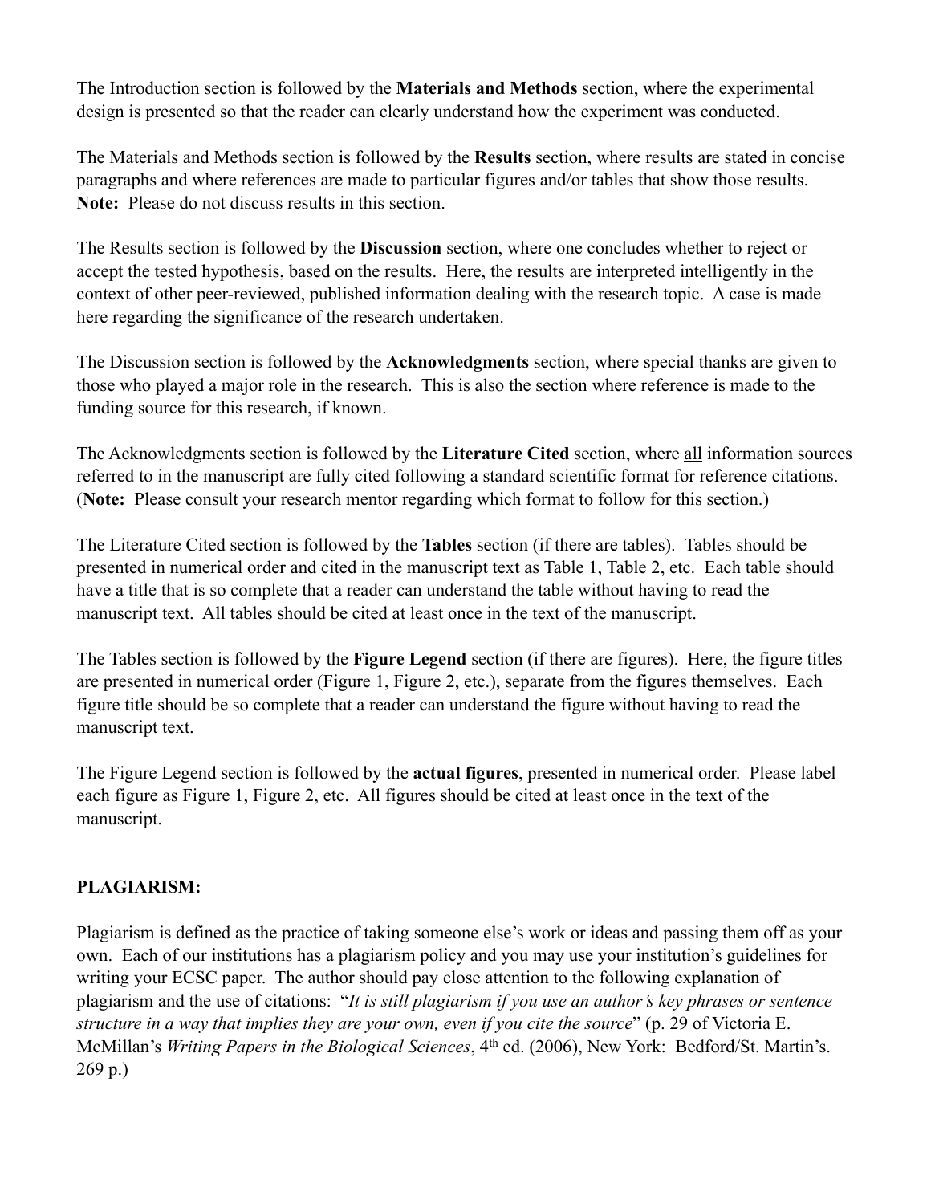The Introduction section is followed by the **Materials and Methods** section, where the experimental design is presented so that the reader can clearly understand how the experiment was conducted.

The Materials and Methods section is followed by the **Results** section, where results are stated in concise paragraphs and where references are made to particular figures and/or tables that show those results. **Note:** Please do not discuss results in this section.

The Results section is followed by the **Discussion** section, where one concludes whether to reject or accept the tested hypothesis, based on the results. Here, the results are interpreted intelligently in the context of other peer-reviewed, published information dealing with the research topic. A case is made here regarding the significance of the research undertaken.

The Discussion section is followed by the **Acknowledgments** section, where special thanks are given to those who played a major role in the research. This is also the section where reference is made to the funding source for this research, if known.

The Acknowledgments section is followed by the **Literature Cited** section, where <u>all</u> information sources referred to in the manuscript are fully cited following a standard scientific format for reference citations. (**Note:** Please consult your research mentor regarding which format to follow for this section.)

The Literature Cited section is followed by the **Tables** section (if there are tables). Tables should be presented in numerical order and cited in the manuscript text as Table 1, Table 2, etc. Each table should have a title that is so complete that a reader can understand the table without having to read the manuscript text. All tables should be cited at least once in the text of the manuscript.

The Tables section is followed by the **Figure Legend** section (if there are figures). Here, the figure titles are presented in numerical order (Figure 1, Figure 2, etc.), separate from the figures themselves. Each figure title should be so complete that a reader can understand the figure without having to read the manuscript text.

The Figure Legend section is followed by the **actual figures**, presented in numerical order. Please label each figure as Figure 1, Figure 2, etc. All figures should be cited at least once in the text of the manuscript.

## PLAGIARISM:

Plagiarism is defined as the practice of taking someone else's work or ideas and passing them off as your own. Each of our institutions has a plagiarism policy and you may use your institution's guidelines for writing your ECSC paper. The author should pay close attention to the following explanation of plagiarism and the use of citations: "*It is still plagiarism if you use an author's key phrases or sentence structure in a way that implies they are your own, even if you cite the source*" (p. 29 of Victoria E. McMillan's *Writing Papers in the Biological Sciences*, 4th ed. (2006), New York: Bedford/St. Martin's. 269 p.)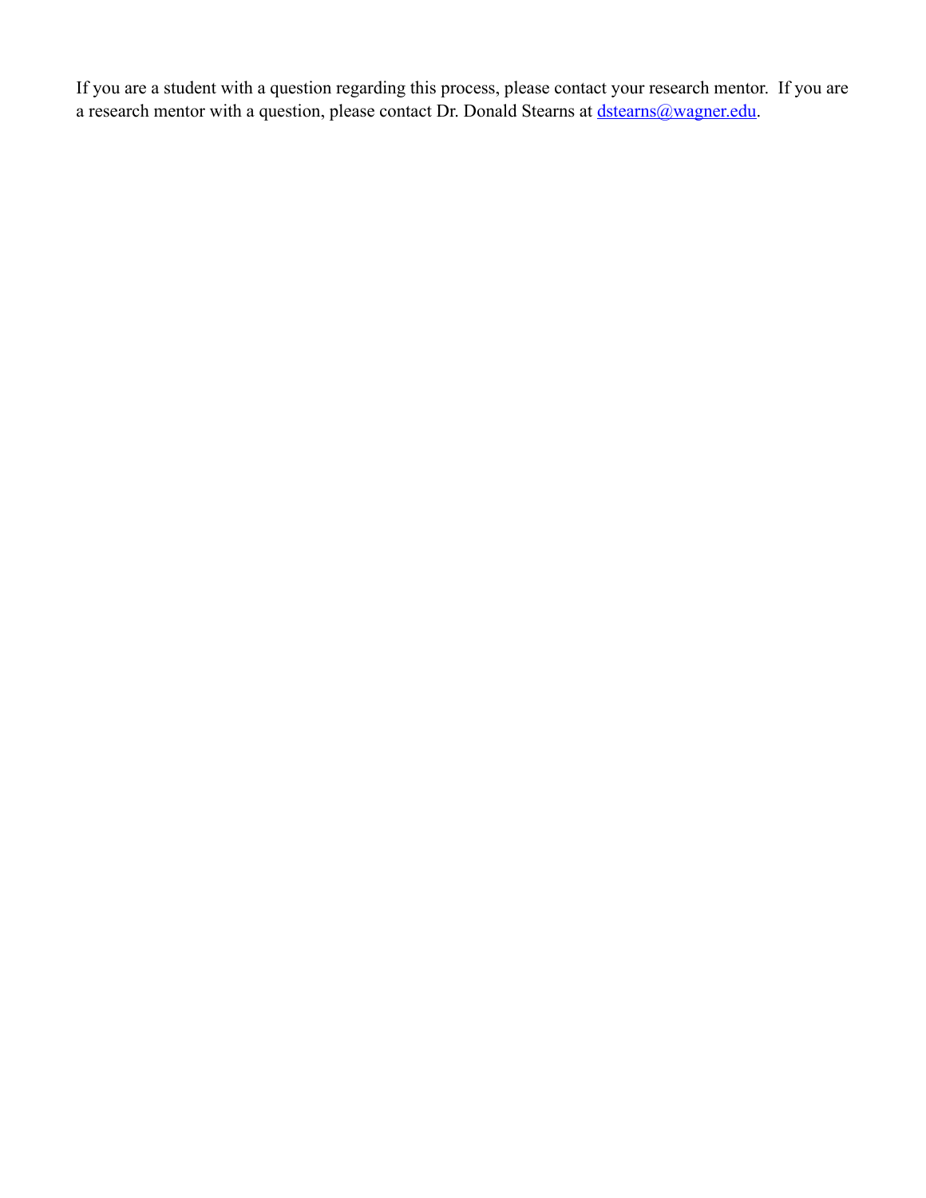If you are a student with a question regarding this process, please contact your research mentor. If you are a research mentor with a question, please contact Dr. Donald Stearns at [dstearns@wagner.edu](mailto:dstearns@wagner.edu).